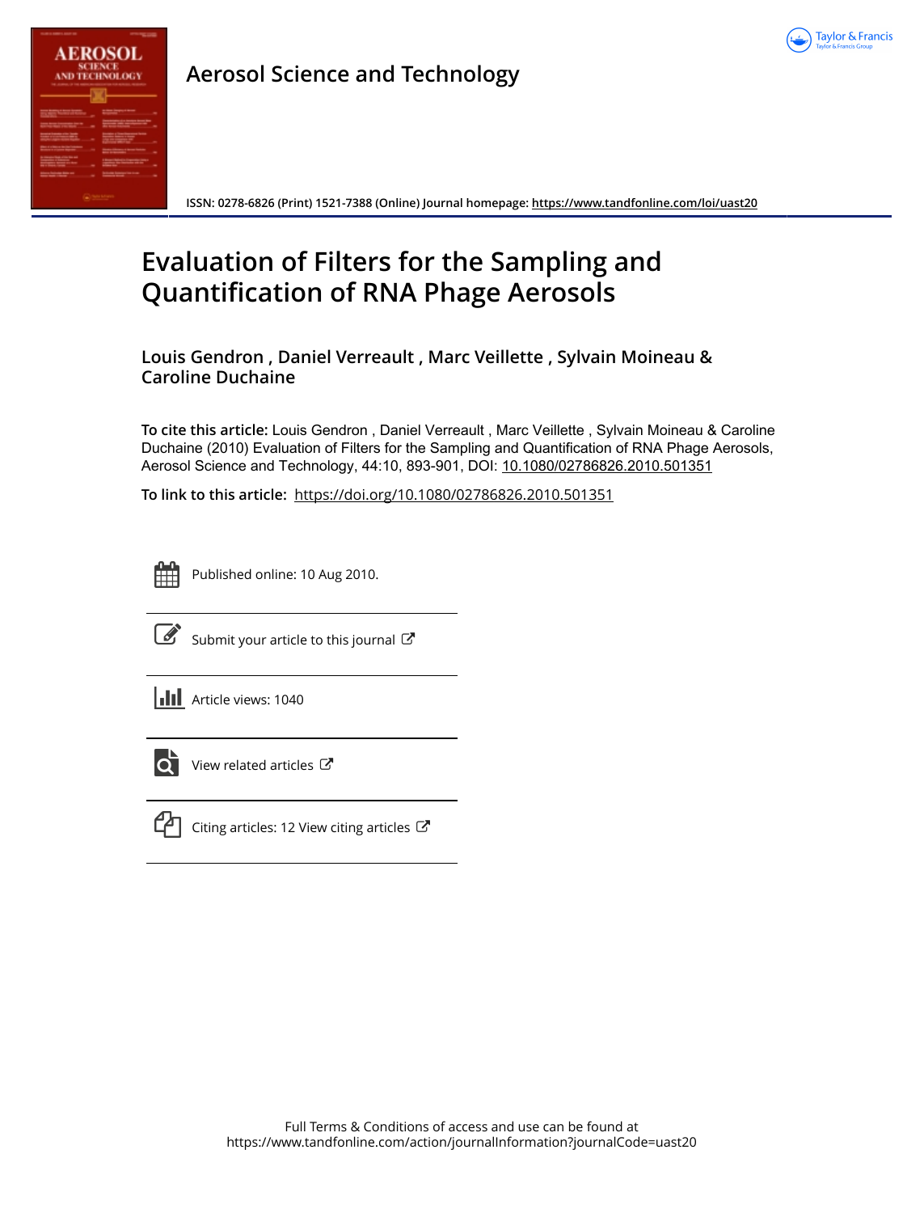Aerosol Science and Technology

ISSN: 0278-6826 (Print) 1521-7388 (Online) Journal homepage: https://www.tandfonline.com/loi/uast20

# Evaluation of Filters for the Sampling and Quantification of RNA Phage Aerosols

**Louis Gendron , Daniel Verreault , Marc Veillette , Sylvain Moineau & Caroline Duchaine**

**To cite this article:** Louis Gendron , Daniel Verreault , Marc Veillette , Sylvain Moineau & Caroline Duchaine (2010) Evaluation of Filters for the Sampling and Quantification of RNA Phage Aerosols, Aerosol Science and Technology, 44:10, 893-901, DOI: 10.1080/02786826.2010.501351

**To link to this article:** https://doi.org/10.1080/02786826.2010.501351

Published online: 10 Aug 2010.

Submit your article to this journal

Article views: 1040

View related articles

Citing articles: 12 View citing articles

Full Terms & Conditions of access and use can be found at https://www.tandfonline.com/action/journalInformation?journalCode=uast20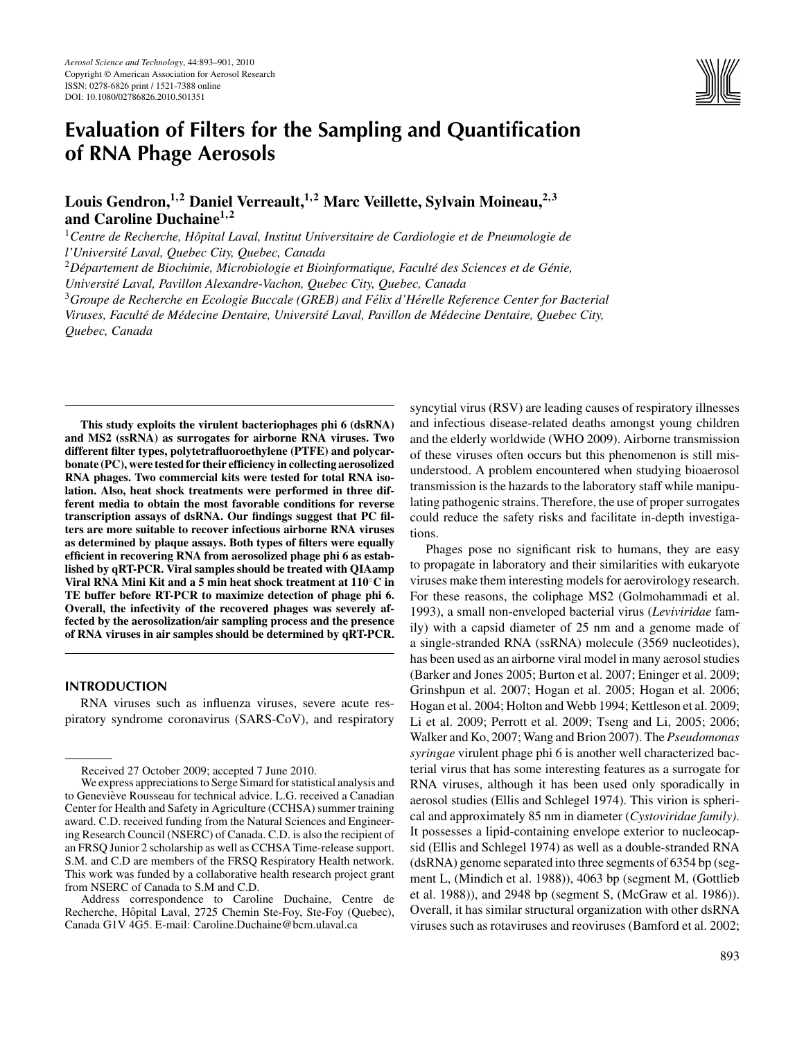# Evaluation of Filters for the Sampling and Quantification of RNA Phage Aerosols

**Louis Gendron,[1,2] Daniel Verreault,[1,2] Marc Veillette, Sylvain Moineau,[2,3] and Caroline Duchaine[1,2]**

[1]*Centre de Recherche, Hôpital Laval, Institut Universitaire de Cardiologie et de Pneumologie de l'Université Laval, Quebec City, Quebec, Canada*

[2]*Département de Biochimie, Microbiologie et Bioinformatique, Faculté des Sciences et de Génie, Université Laval, Pavillon Alexandre-Vachon, Quebec City, Quebec, Canada*

[3]*Groupe de Recherche en Ecologie Buccale (GREB) and Félix d'Hérelle Reference Center for Bacterial Viruses, Faculté de Médecine Dentaire, Université Laval, Pavillon de Médecine Dentaire, Quebec City, Quebec, Canada*

**This study exploits the virulent bacteriophages phi 6 (dsRNA) and MS2 (ssRNA) as surrogates for airborne RNA viruses. Two different filter types, polytetrafluoroethylene (PTFE) and polycarbonate (PC), were tested for their efficiency in collecting aerosolized RNA phages. Two commercial kits were tested for total RNA isolation. Also, heat shock treatments were performed in three different media to obtain the most favorable conditions for reverse transcription assays of dsRNA. Our findings suggest that PC filters are more suitable to recover infectious airborne RNA viruses as determined by plaque assays. Both types of filters were equally efficient in recovering RNA from aerosolized phage phi 6 as established by qRT-PCR. Viral samples should be treated with QIAamp Viral RNA Mini Kit and a 5 min heat shock treatment at 110°C in TE buffer before RT-PCR to maximize detection of phage phi 6. Overall, the infectivity of the recovered phages was severely affected by the aerosolization/air sampling process and the presence of RNA viruses in air samples should be determined by qRT-PCR.**

## INTRODUCTION

RNA viruses such as influenza viruses, severe acute respiratory syndrome coronavirus (SARS-CoV), and respiratory syncytial virus (RSV) are leading causes of respiratory illnesses and infectious disease-related deaths amongst young children and the elderly worldwide (WHO 2009). Airborne transmission of these viruses often occurs but this phenomenon is still misunderstood. A problem encountered when studying bioaerosol transmission is the hazards to the laboratory staff while manipulating pathogenic strains. Therefore, the use of proper surrogates could reduce the safety risks and facilitate in-depth investigations.

Phages pose no significant risk to humans, they are easy to propagate in laboratory and their similarities with eukaryote viruses make them interesting models for aerovirology research. For these reasons, the coliphage MS2 (Golmohammadi et al. 1993), a small non-enveloped bacterial virus (*Leviviridae* family) with a capsid diameter of 25 nm and a genome made of a single-stranded RNA (ssRNA) molecule (3569 nucleotides), has been used as an airborne viral model in many aerosol studies (Barker and Jones 2005; Burton et al. 2007; Eninger et al. 2009; Grinshpun et al. 2007; Hogan et al. 2005; Hogan et al. 2006; Hogan et al. 2004; Holton and Webb 1994; Kettleson et al. 2009; Li et al. 2009; Perrott et al. 2009; Tseng and Li, 2005; 2006; Walker and Ko, 2007; Wang and Brion 2007). The *Pseudomonas syringae* virulent phage phi 6 is another well characterized bacterial virus that has some interesting features as a surrogate for RNA viruses, although it has been used only sporadically in aerosol studies (Ellis and Schlegel 1974). This virion is spherical and approximately 85 nm in diameter (*Cystoviridae family)*. It possesses a lipid-containing envelope exterior to nucleocapsid (Ellis and Schlegel 1974) as well as a double-stranded RNA (dsRNA) genome separated into three segments of 6354 bp (segment L, (Mindich et al. 1988)), 4063 bp (segment M, (Gottlieb et al. 1988)), and 2948 bp (segment S, (McGraw et al. 1986)). Overall, it has similar structural organization with other dsRNA viruses such as rotaviruses and reoviruses (Bamford et al. 2002;

---

Received 27 October 2009; accepted 7 June 2010.

We express appreciations to Serge Simard for statistical analysis and to Geneviève Rousseau for technical advice. L.G. received a Canadian Center for Health and Safety in Agriculture (CCHSA) summer training award. C.D. received funding from the Natural Sciences and Engineering Research Council (NSERC) of Canada. C.D. is also the recipient of an FRSQ Junior 2 scholarship as well as CCHSA Time-release support. S.M. and C.D are members of the FRSQ Respiratory Health network. This work was funded by a collaborative health research project grant from NSERC of Canada to S.M and C.D.

Address correspondence to Caroline Duchaine, Centre de Recherche, Hôpital Laval, 2725 Chemin Ste-Foy, Ste-Foy (Quebec), Canada G1V 4G5. E-mail: Caroline.Duchaine@bcm.ulaval.ca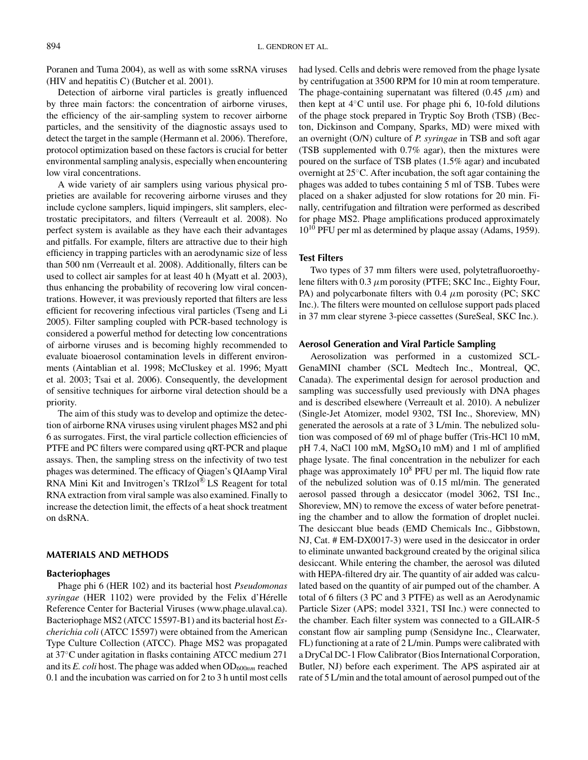Poranen and Tuma 2004), as well as with some ssRNA viruses (HIV and hepatitis C) (Butcher et al. 2001).

Detection of airborne viral particles is greatly influenced by three main factors: the concentration of airborne viruses, the efficiency of the air-sampling system to recover airborne particles, and the sensitivity of the diagnostic assays used to detect the target in the sample (Hermann et al. 2006). Therefore, protocol optimization based on these factors is crucial for better environmental sampling analysis, especially when encountering low viral concentrations.

A wide variety of air samplers using various physical proprieties are available for recovering airborne viruses and they include cyclone samplers, liquid impingers, slit samplers, electrostatic precipitators, and filters (Verreault et al. 2008). No perfect system is available as they have each their advantages and pitfalls. For example, filters are attractive due to their high efficiency in trapping particles with an aerodynamic size of less than 500 nm (Verreault et al. 2008). Additionally, filters can be used to collect air samples for at least 40 h (Myatt et al. 2003), thus enhancing the probability of recovering low viral concentrations. However, it was previously reported that filters are less efficient for recovering infectious viral particles (Tseng and Li 2005). Filter sampling coupled with PCR-based technology is considered a powerful method for detecting low concentrations of airborne viruses and is becoming highly recommended to evaluate bioaerosol contamination levels in different environments (Aintablian et al. 1998; McCluskey et al. 1996; Myatt et al. 2003; Tsai et al. 2006). Consequently, the development of sensitive techniques for airborne viral detection should be a priority.

The aim of this study was to develop and optimize the detection of airborne RNA viruses using virulent phages MS2 and phi 6 as surrogates. First, the viral particle collection efficiencies of PTFE and PC filters were compared using qRT-PCR and plaque assays. Then, the sampling stress on the infectivity of two test phages was determined. The efficacy of Qiagen's QIAamp Viral RNA Mini Kit and Invitrogen's TRIzol® LS Reagent for total RNA extraction from viral sample was also examined. Finally to increase the detection limit, the effects of a heat shock treatment on dsRNA.

## MATERIALS AND METHODS

### Bacteriophages

Phage phi 6 (HER 102) and its bacterial host *Pseudomonas syringae* (HER 1102) were provided by the Felix d'Hérelle Reference Center for Bacterial Viruses (www.phage.ulaval.ca). Bacteriophage MS2 (ATCC 15597-B1) and its bacterial host *Escherichia coli* (ATCC 15597) were obtained from the American Type Culture Collection (ATCC). Phage MS2 was propagated at 37°C under agitation in flasks containing ATCC medium 271 and its *E. coli* host. The phage was added when $OD_{600nm}$ reached 0.1 and the incubation was carried on for 2 to 3 h until most cells had lysed. Cells and debris were removed from the phage lysate by centrifugation at 3500 RPM for 10 min at room temperature. The phage-containing supernatant was filtered (0.45 $\mu$m) and then kept at 4°C until use. For phage phi 6, 10-fold dilutions of the phage stock prepared in Tryptic Soy Broth (TSB) (Becton, Dickinson and Company, Sparks, MD) were mixed with an overnight (O/N) culture of *P. syringae* in TSB and soft agar (TSB supplemented with 0.7% agar), then the mixtures were poured on the surface of TSB plates (1.5% agar) and incubated overnight at 25°C. After incubation, the soft agar containing the phages was added to tubes containing 5 ml of TSB. Tubes were placed on a shaker adjusted for slow rotations for 20 min. Finally, centrifugation and filtration were performed as described for phage MS2. Phage amplifications produced approximately $10^{10}$ PFU per ml as determined by plaque assay (Adams, 1959).

### Test Filters

Two types of 37 mm filters were used, polytetrafluoroethylene filters with 0.3 $\mu$m porosity (PTFE; SKC Inc., Eighty Four, PA) and polycarbonate filters with 0.4 $\mu$m porosity (PC; SKC Inc.). The filters were mounted on cellulose support pads placed in 37 mm clear styrene 3-piece cassettes (SureSeal, SKC Inc.).

### Aerosol Generation and Viral Particle Sampling

Aerosolization was performed in a customized SCL-GenaMINI chamber (SCL Medtech Inc., Montreal, QC, Canada). The experimental design for aerosol production and sampling was successfully used previously with DNA phages and is described elsewhere (Verreault et al. 2010). A nebulizer (Single-Jet Atomizer, model 9302, TSI Inc., Shoreview, MN) generated the aerosols at a rate of 3 L/min. The nebulized solution was composed of 69 ml of phage buffer (Tris-HCl 10 mM, pH 7.4, NaCl 100 mM, $MgSO_4$ 10 mM) and 1 ml of amplified phage lysate. The final concentration in the nebulizer for each phage was approximately $10^8$ PFU per ml. The liquid flow rate of the nebulized solution was of 0.15 ml/min. The generated aerosol passed through a desiccator (model 3062, TSI Inc., Shoreview, MN) to remove the excess of water before penetrating the chamber and to allow the formation of droplet nuclei. The desiccant blue beads (EMD Chemicals Inc., Gibbstown, NJ, Cat. # EM-DX0017-3) were used in the desiccator in order to eliminate unwanted background created by the original silica desiccant. While entering the chamber, the aerosol was diluted with HEPA-filtered dry air. The quantity of air added was calculated based on the quantity of air pumped out of the chamber. A total of 6 filters (3 PC and 3 PTFE) as well as an Aerodynamic Particle Sizer (APS; model 3321, TSI Inc.) were connected to the chamber. Each filter system was connected to a GILAIR-5 constant flow air sampling pump (Sensidyne Inc., Clearwater, FL) functioning at a rate of 2 L/min. Pumps were calibrated with a DryCal DC-1 Flow Calibrator (Bios International Corporation, Butler, NJ) before each experiment. The APS aspirated air at rate of 5 L/min and the total amount of aerosol pumped out of the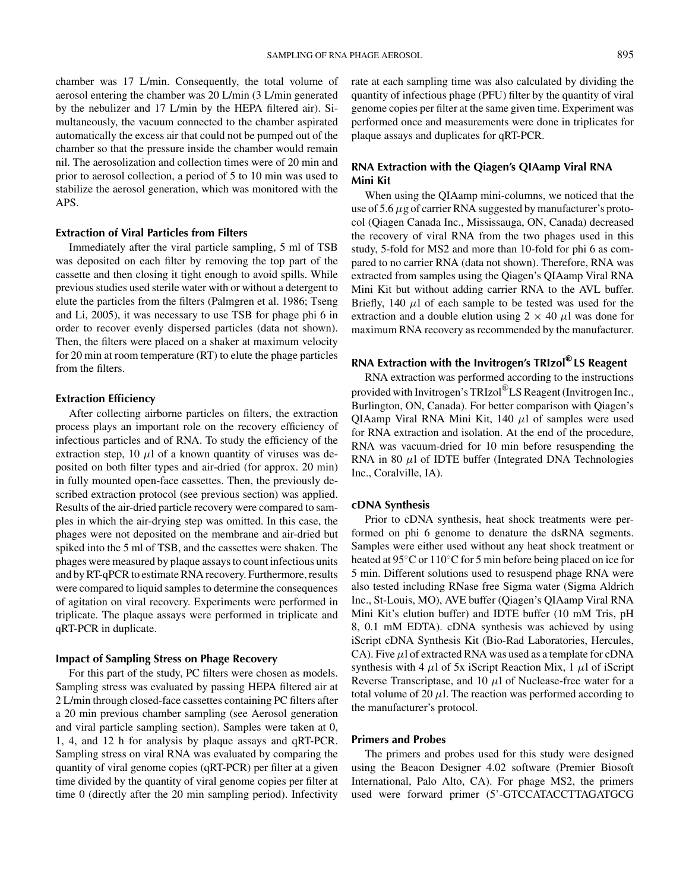chamber was 17 L/min. Consequently, the total volume of aerosol entering the chamber was 20 L/min (3 L/min generated by the nebulizer and 17 L/min by the HEPA filtered air). Simultaneously, the vacuum connected to the chamber aspirated automatically the excess air that could not be pumped out of the chamber so that the pressure inside the chamber would remain nil. The aerosolization and collection times were of 20 min and prior to aerosol collection, a period of 5 to 10 min was used to stabilize the aerosol generation, which was monitored with the APS.

### Extraction of Viral Particles from Filters

Immediately after the viral particle sampling, 5 ml of TSB was deposited on each filter by removing the top part of the cassette and then closing it tight enough to avoid spills. While previous studies used sterile water with or without a detergent to elute the particles from the filters (Palmgren et al. 1986; Tseng and Li, 2005), it was necessary to use TSB for phage phi 6 in order to recover evenly dispersed particles (data not shown). Then, the filters were placed on a shaker at maximum velocity for 20 min at room temperature (RT) to elute the phage particles from the filters.

### Extraction Efficiency

After collecting airborne particles on filters, the extraction process plays an important role on the recovery efficiency of infectious particles and of RNA. To study the efficiency of the extraction step, 10 $\mu$l of a known quantity of viruses was deposited on both filter types and air-dried (for approx. 20 min) in fully mounted open-face cassettes. Then, the previously described extraction protocol (see previous section) was applied. Results of the air-dried particle recovery were compared to samples in which the air-drying step was omitted. In this case, the phages were not deposited on the membrane and air-dried but spiked into the 5 ml of TSB, and the cassettes were shaken. The phages were measured by plaque assays to count infectious units and by RT-qPCR to estimate RNA recovery. Furthermore, results were compared to liquid samples to determine the consequences of agitation on viral recovery. Experiments were performed in triplicate. The plaque assays were performed in triplicate and qRT-PCR in duplicate.

### Impact of Sampling Stress on Phage Recovery

For this part of the study, PC filters were chosen as models. Sampling stress was evaluated by passing HEPA filtered air at 2 L/min through closed-face cassettes containing PC filters after a 20 min previous chamber sampling (see Aerosol generation and viral particle sampling section). Samples were taken at 0, 1, 4, and 12 h for analysis by plaque assays and qRT-PCR. Sampling stress on viral RNA was evaluated by comparing the quantity of viral genome copies (qRT-PCR) per filter at a given time divided by the quantity of viral genome copies per filter at time 0 (directly after the 20 min sampling period). Infectivity rate at each sampling time was also calculated by dividing the quantity of infectious phage (PFU) filter by the quantity of viral genome copies per filter at the same given time. Experiment was performed once and measurements were done in triplicates for plaque assays and duplicates for qRT-PCR.

### RNA Extraction with the Qiagen's QIAamp Viral RNA Mini Kit

When using the QIAamp mini-columns, we noticed that the use of 5.6 $\mu$g of carrier RNA suggested by manufacturer's protocol (Qiagen Canada Inc., Mississauga, ON, Canada) decreased the recovery of viral RNA from the two phages used in this study, 5-fold for MS2 and more than 10-fold for phi 6 as compared to no carrier RNA (data not shown). Therefore, RNA was extracted from samples using the Qiagen's QIAamp Viral RNA Mini Kit but without adding carrier RNA to the AVL buffer. Briefly, 140 $\mu$l of each sample to be tested was used for the extraction and a double elution using 2 $\times$ 40 $\mu$l was done for maximum RNA recovery as recommended by the manufacturer.

### RNA Extraction with the Invitrogen's TRIzol® LS Reagent

RNA extraction was performed according to the instructions provided with Invitrogen's TRIzol® LS Reagent (Invitrogen Inc., Burlington, ON, Canada). For better comparison with Qiagen's QIAamp Viral RNA Mini Kit, 140 $\mu$l of samples were used for RNA extraction and isolation. At the end of the procedure, RNA was vacuum-dried for 10 min before resuspending the RNA in 80 $\mu$l of IDTE buffer (Integrated DNA Technologies Inc., Coralville, IA).

### cDNA Synthesis

Prior to cDNA synthesis, heat shock treatments were performed on phi 6 genome to denature the dsRNA segments. Samples were either used without any heat shock treatment or heated at 95°C or 110°C for 5 min before being placed on ice for 5 min. Different solutions used to resuspend phage RNA were also tested including RNase free Sigma water (Sigma Aldrich Inc., St-Louis, MO), AVE buffer (Qiagen's QIAamp Viral RNA Mini Kit's elution buffer) and IDTE buffer (10 mM Tris, pH 8, 0.1 mM EDTA). cDNA synthesis was achieved by using iScript cDNA Synthesis Kit (Bio-Rad Laboratories, Hercules, CA). Five $\mu$l of extracted RNA was used as a template for cDNA synthesis with 4 $\mu$l of 5x iScript Reaction Mix, 1 $\mu$l of iScript Reverse Transcriptase, and 10 $\mu$l of Nuclease-free water for a total volume of 20 $\mu$l. The reaction was performed according to the manufacturer's protocol.

### Primers and Probes

The primers and probes used for this study were designed using the Beacon Designer 4.02 software (Premier Biosoft International, Palo Alto, CA). For phage MS2, the primers used were forward primer (5'-GTCCATACCTTAGATGCG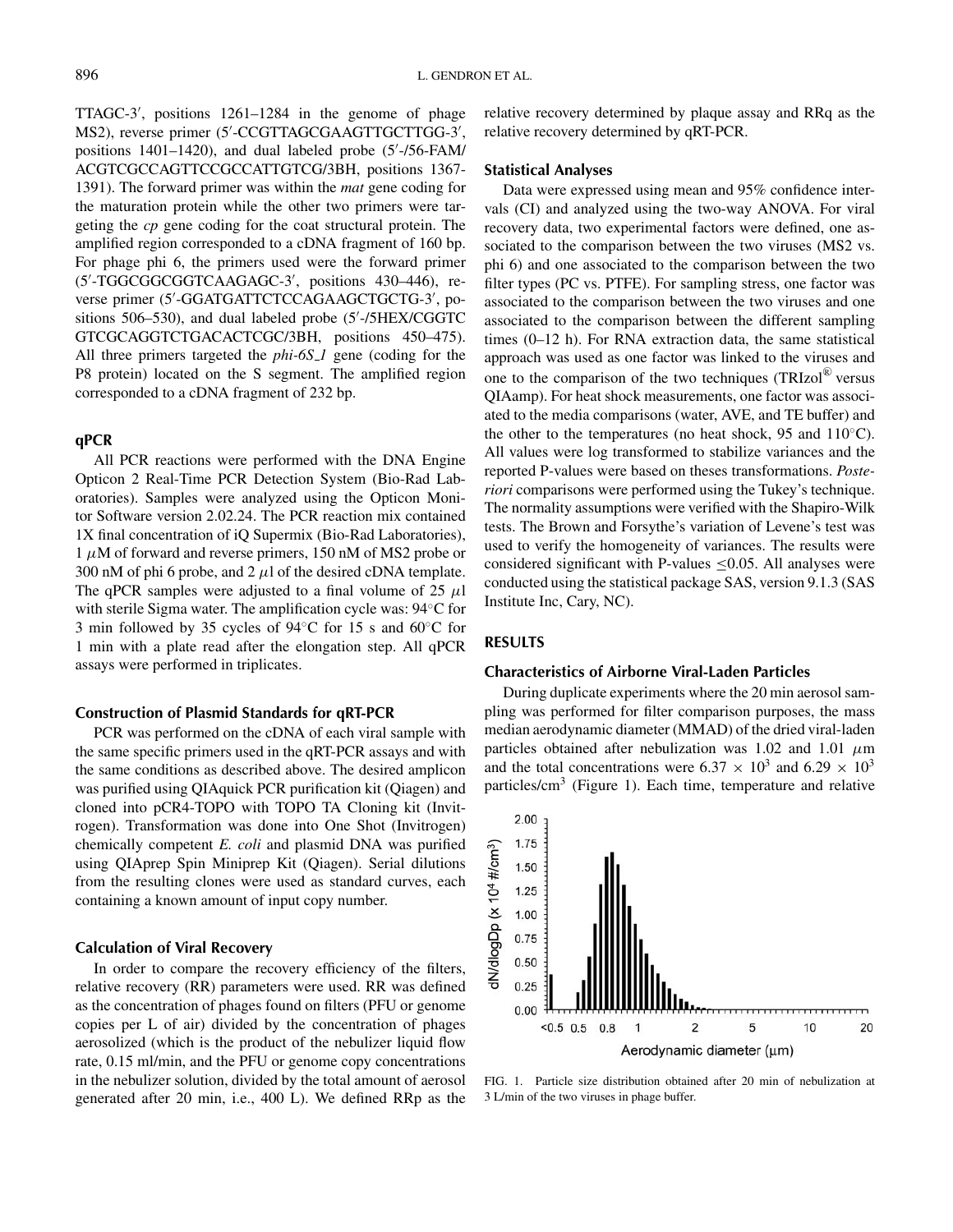TTAGC-3′, positions 1261–1284 in the genome of phage MS2), reverse primer (5′-CCGTTAGCGAAGTTGCTTGG-3′, positions 1401–1420), and dual labeled probe (5′-/56-FAM/ACGTCGCCAGTTCCGCCATTGTCG/3BH, positions 1367-1391). The forward primer was within the *mat* gene coding for the maturation protein while the other two primers were targeting the *cp* gene coding for the coat structural protein. The amplified region corresponded to a cDNA fragment of 160 bp. For phage phi 6, the primers used were the forward primer (5′-TGGCGGCGGTCAAGAGC-3′, positions 430–446), reverse primer (5′-GGATGATTCTCCAGAAGCTGCTG-3′, positions 506–530), and dual labeled probe (5′-/5HEX/CGGTCGTCGCAGGTCTGACACTCGC/3BH, positions 450–475). All three primers targeted the *phi-6S_1* gene (coding for the P8 protein) located on the S segment. The amplified region corresponded to a cDNA fragment of 232 bp.

### qPCR

All PCR reactions were performed with the DNA Engine Opticon 2 Real-Time PCR Detection System (Bio-Rad Laboratories). Samples were analyzed using the Opticon Monitor Software version 2.02.24. The PCR reaction mix contained 1X final concentration of iQ Supermix (Bio-Rad Laboratories), 1 $\mu$M of forward and reverse primers, 150 nM of MS2 probe or 300 nM of phi 6 probe, and 2 $\mu$l of the desired cDNA template. The qPCR samples were adjusted to a final volume of 25 $\mu$l with sterile Sigma water. The amplification cycle was: 94°C for 3 min followed by 35 cycles of 94°C for 15 s and 60°C for 1 min with a plate read after the elongation step. All qPCR assays were performed in triplicates.

### Construction of Plasmid Standards for qRT-PCR

PCR was performed on the cDNA of each viral sample with the same specific primers used in the qRT-PCR assays and with the same conditions as described above. The desired amplicon was purified using QIAquick PCR purification kit (Qiagen) and cloned into pCR4-TOPO with TOPO TA Cloning kit (Invitrogen). Transformation was done into One Shot (Invitrogen) chemically competent *E. coli* and plasmid DNA was purified using QIAprep Spin Miniprep Kit (Qiagen). Serial dilutions from the resulting clones were used as standard curves, each containing a known amount of input copy number.

### Calculation of Viral Recovery

In order to compare the recovery efficiency of the filters, relative recovery (RR) parameters were used. RR was defined as the concentration of phages found on filters (PFU or genome copies per L of air) divided by the concentration of phages aerosolized (which is the product of the nebulizer liquid flow rate, 0.15 ml/min, and the PFU or genome copy concentrations in the nebulizer solution, divided by the total amount of aerosol generated after 20 min, i.e., 400 L). We defined RRp as the relative recovery determined by plaque assay and RRq as the relative recovery determined by qRT-PCR.

### Statistical Analyses

Data were expressed using mean and 95% confidence intervals (CI) and analyzed using the two-way ANOVA. For viral recovery data, two experimental factors were defined, one associated to the comparison between the two viruses (MS2 vs. phi 6) and one associated to the comparison between the two filter types (PC vs. PTFE). For sampling stress, one factor was associated to the comparison between the two viruses and one associated to the comparison between the different sampling times (0–12 h). For RNA extraction data, the same statistical approach was used as one factor was linked to the viruses and one to the comparison of the two techniques (TRIzol® versus QIAamp). For heat shock measurements, one factor was associated to the media comparisons (water, AVE, and TE buffer) and the other to the temperatures (no heat shock, 95 and 110°C). All values were log transformed to stabilize variances and the reported P-values were based on theses transformations. *Posteriori* comparisons were performed using the Tukey's technique. The normality assumptions were verified with the Shapiro-Wilk tests. The Brown and Forsythe's variation of Levene's test was used to verify the homogeneity of variances. The results were considered significant with P-values $\leq$0.05. All analyses were conducted using the statistical package SAS, version 9.1.3 (SAS Institute Inc, Cary, NC).

## RESULTS

### Characteristics of Airborne Viral-Laden Particles

During duplicate experiments where the 20 min aerosol sampling was performed for filter comparison purposes, the mass median aerodynamic diameter (MMAD) of the dried viral-laden particles obtained after nebulization was 1.02 and 1.01 $\mu$m and the total concentrations were $6.37 \times 10^3$ and $6.29 \times 10^3$ particles/cm$^3$ (Figure 1). Each time, temperature and relative

FIG. 1. Particle size distribution obtained after 20 min of nebulization at 3 L/min of the two viruses in phage buffer.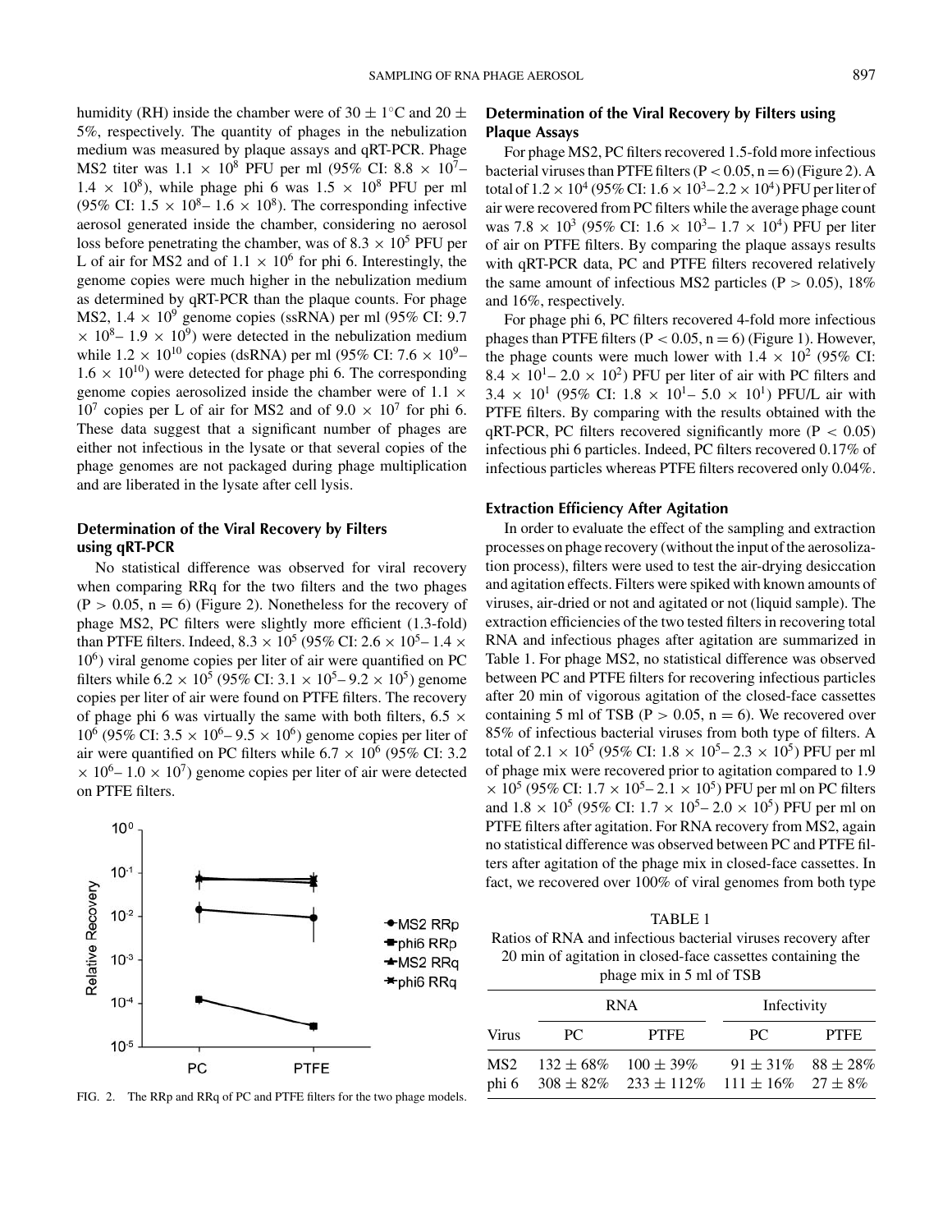humidity (RH) inside the chamber were of $30 \pm 1^{\circ}$C and $20 \pm 5$%, respectively. The quantity of phages in the nebulization medium was measured by plaque assays and qRT-PCR. Phage MS2 titer was $1.1 \times 10^{8}$ PFU per ml (95% CI: $8.8 \times 10^{7}$– $1.4 \times 10^{8}$), while phage phi 6 was $1.5 \times 10^{8}$ PFU per ml (95% CI: $1.5 \times 10^{8}$– $1.6 \times 10^{8}$). The corresponding infective aerosol generated inside the chamber, considering no aerosol loss before penetrating the chamber, was of $8.3 \times 10^{5}$ PFU per L of air for MS2 and of $1.1 \times 10^{6}$ for phi 6. Interestingly, the genome copies were much higher in the nebulization medium as determined by qRT-PCR than the plaque counts. For phage MS2, $1.4 \times 10^{9}$ genome copies (ssRNA) per ml (95% CI: $9.7 \times 10^{8}$– $1.9 \times 10^{9}$) were detected in the nebulization medium while $1.2 \times 10^{10}$ copies (dsRNA) per ml (95% CI: $7.6 \times 10^{9}$– $1.6 \times 10^{10}$) were detected for phage phi 6. The corresponding genome copies aerosolized inside the chamber were of $1.1 \times 10^{7}$ copies per L of air for MS2 and of $9.0 \times 10^{7}$ for phi 6. These data suggest that a significant number of phages are either not infectious in the lysate or that several copies of the phage genomes are not packaged during phage multiplication and are liberated in the lysate after cell lysis.

### Determination of the Viral Recovery by Filters using qRT-PCR

No statistical difference was observed for viral recovery when comparing RRq for the two filters and the two phages ($P > 0.05$, $n = 6$) (Figure 2). Nonetheless for the recovery of phage MS2, PC filters were slightly more efficient (1.3-fold) than PTFE filters. Indeed, $8.3 \times 10^{5}$ (95% CI: $2.6 \times 10^{5}$– $1.4 \times 10^{6}$) viral genome copies per liter of air were quantified on PC filters while $6.2 \times 10^{5}$ (95% CI: $3.1 \times 10^{5}$– $9.2 \times 10^{5}$) genome copies per liter of air were found on PTFE filters. The recovery of phage phi 6 was virtually the same with both filters, $6.5 \times 10^{6}$ (95% CI: $3.5 \times 10^{6}$– $9.5 \times 10^{6}$) genome copies per liter of air were quantified on PC filters while $6.7 \times 10^{6}$ (95% CI: $3.2 \times 10^{6}$– $1.0 \times 10^{7}$) genome copies per liter of air were detected on PTFE filters.

FIG. 2. The RRp and RRq of PC and PTFE filters for the two phage models.

### Determination of the Viral Recovery by Filters using Plaque Assays

For phage MS2, PC filters recovered 1.5-fold more infectious bacterial viruses than PTFE filters ($P < 0.05$, $n = 6$) (Figure 2). A total of $1.2 \times 10^{4}$ (95% CI: $1.6 \times 10^{3}$– $2.2 \times 10^{4}$) PFU per liter of air were recovered from PC filters while the average phage count was $7.8 \times 10^{3}$ (95% CI: $1.6 \times 10^{3}$– $1.7 \times 10^{4}$) PFU per liter of air on PTFE filters. By comparing the plaque assays results with qRT-PCR data, PC and PTFE filters recovered relatively the same amount of infectious MS2 particles ($P > 0.05$), 18% and 16%, respectively.

For phage phi 6, PC filters recovered 4-fold more infectious phages than PTFE filters ($P < 0.05$, $n = 6$) (Figure 1). However, the phage counts were much lower with $1.4 \times 10^{2}$ (95% CI: $8.4 \times 10^{1}$– $2.0 \times 10^{2}$) PFU per liter of air with PC filters and $3.4 \times 10^{1}$ (95% CI: $1.8 \times 10^{1}$– $5.0 \times 10^{1}$) PFU/L air with PTFE filters. By comparing with the results obtained with the qRT-PCR, PC filters recovered significantly more ($P < 0.05$) infectious phi 6 particles. Indeed, PC filters recovered 0.17% of infectious particles whereas PTFE filters recovered only 0.04%.

### Extraction Efficiency After Agitation

In order to evaluate the effect of the sampling and extraction processes on phage recovery (without the input of the aerosolization process), filters were used to test the air-drying desiccation and agitation effects. Filters were spiked with known amounts of viruses, air-dried or not and agitated or not (liquid sample). The extraction efficiencies of the two tested filters in recovering total RNA and infectious phages after agitation are summarized in Table 1. For phage MS2, no statistical difference was observed between PC and PTFE filters for recovering infectious particles after 20 min of vigorous agitation of the closed-face cassettes containing 5 ml of TSB ($P > 0.05$, $n = 6$). We recovered over 85% of infectious bacterial viruses from both type of filters. A total of $2.1 \times 10^{5}$ (95% CI: $1.8 \times 10^{5}$– $2.3 \times 10^{5}$) PFU per ml of phage mix were recovered prior to agitation compared to $1.9 \times 10^{5}$ (95% CI: $1.7 \times 10^{5}$– $2.1 \times 10^{5}$) PFU per ml on PC filters and $1.8 \times 10^{5}$ (95% CI: $1.7 \times 10^{5}$– $2.0 \times 10^{5}$) PFU per ml on PTFE filters after agitation. For RNA recovery from MS2, again no statistical difference was observed between PC and PTFE filters after agitation of the phage mix in closed-face cassettes. In fact, we recovered over 100% of viral genomes from both type

TABLE 1
Ratios of RNA and infectious bacterial viruses recovery after 20 min of agitation in closed-face cassettes containing the phage mix in 5 ml of TSB

| | RNA | | Infectivity | |
|---|---|---|---|---|
| Virus | PC | PTFE | PC | PTFE |
| MS2 | $132 \pm 68$% | $100 \pm 39$% | $91 \pm 31$% | $88 \pm 28$% |
| phi 6 | $308 \pm 82$% | $233 \pm 112$% | $111 \pm 16$% | $27 \pm 8$% |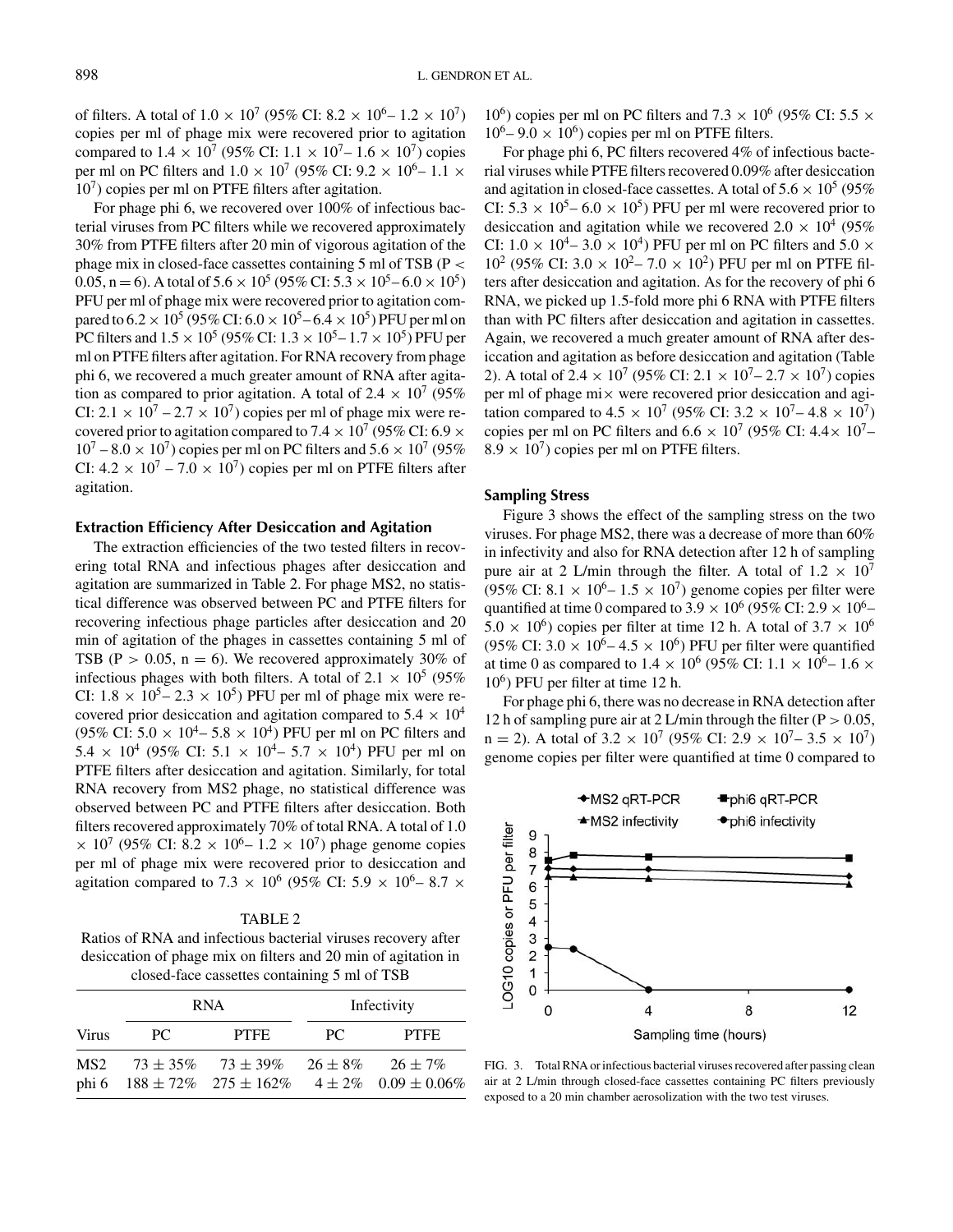of filters. A total of $1.0 \times 10^7$ (95% CI: $8.2 \times 10^6$– $1.2 \times 10^7$) copies per ml of phage mix were recovered prior to agitation compared to $1.4 \times 10^7$ (95% CI: $1.1 \times 10^7$– $1.6 \times 10^7$) copies per ml on PC filters and $1.0 \times 10^7$ (95% CI: $9.2 \times 10^6$– $1.1 \times 10^7$) copies per ml on PTFE filters after agitation.

For phage phi 6, we recovered over 100% of infectious bacterial viruses from PC filters while we recovered approximately 30% from PTFE filters after 20 min of vigorous agitation of the phage mix in closed-face cassettes containing 5 ml of TSB ($P < 0.05$, $n = 6$). A total of $5.6 \times 10^5$ (95% CI: $5.3 \times 10^5$– $6.0 \times 10^5$) PFU per ml of phage mix were recovered prior to agitation compared to $6.2 \times 10^5$ (95% CI: $6.0 \times 10^5$– $6.4 \times 10^5$) PFU per ml on PC filters and $1.5 \times 10^5$ (95% CI: $1.3 \times 10^5$– $1.7 \times 10^5$) PFU per ml on PTFE filters after agitation. For RNA recovery from phage phi 6, we recovered a much greater amount of RNA after agitation as compared to prior agitation. A total of $2.4 \times 10^7$ (95% CI: $2.1 \times 10^7$ – $2.7 \times 10^7$) copies per ml of phage mix were recovered prior to agitation compared to $7.4 \times 10^7$ (95% CI: $6.9 \times 10^7$ – $8.0 \times 10^7$) copies per ml on PC filters and $5.6 \times 10^7$ (95% CI: $4.2 \times 10^7$ – $7.0 \times 10^7$) copies per ml on PTFE filters after agitation.

### Extraction Efficiency After Desiccation and Agitation

The extraction efficiencies of the two tested filters in recovering total RNA and infectious phages after desiccation and agitation are summarized in Table 2. For phage MS2, no statistical difference was observed between PC and PTFE filters for recovering infectious phage particles after desiccation and 20 min of agitation of the phages in cassettes containing 5 ml of TSB ($P > 0.05$, $n = 6$). We recovered approximately 30% of infectious phages with both filters. A total of $2.1 \times 10^5$ (95% CI: $1.8 \times 10^5$– $2.3 \times 10^5$) PFU per ml of phage mix were recovered prior desiccation and agitation compared to $5.4 \times 10^4$ (95% CI: $5.0 \times 10^4$– $5.8 \times 10^4$) PFU per ml on PC filters and $5.4 \times 10^4$ (95% CI: $5.1 \times 10^4$– $5.7 \times 10^4$) PFU per ml on PTFE filters after desiccation and agitation. Similarly, for total RNA recovery from MS2 phage, no statistical difference was observed between PC and PTFE filters after desiccation. Both filters recovered approximately 70% of total RNA. A total of $1.0 \times 10^7$ (95% CI: $8.2 \times 10^6$– $1.2 \times 10^7$) phage genome copies per ml of phage mix were recovered prior to desiccation and agitation compared to $7.3 \times 10^6$ (95% CI: $5.9 \times 10^6$– $8.7 \times 10^6$) copies per ml on PC filters and $7.3 \times 10^6$ (95% CI: $5.5 \times 10^6$– $9.0 \times 10^6$) copies per ml on PTFE filters.

TABLE 2
Ratios of RNA and infectious bacterial viruses recovery after desiccation of phage mix on filters and 20 min of agitation in closed-face cassettes containing 5 ml of TSB

| | RNA | | Infectivity | |
|---|---|---|---|---|
| Virus | PC | PTFE | PC | PTFE |
| MS2 | 73 ± 35% | 73 ± 39% | 26 ± 8% | 26 ± 7% |
| phi 6 | 188 ± 72% | 275 ± 162% | 4 ± 2% | 0.09 ± 0.06% |

For phage phi 6, PC filters recovered 4% of infectious bacterial viruses while PTFE filters recovered 0.09% after desiccation and agitation in closed-face cassettes. A total of $5.6 \times 10^5$ (95% CI: $5.3 \times 10^5$– $6.0 \times 10^5$) PFU per ml were recovered prior to desiccation and agitation while we recovered $2.0 \times 10^4$ (95% CI: $1.0 \times 10^4$– $3.0 \times 10^4$) PFU per ml on PC filters and $5.0 \times 10^2$ (95% CI: $3.0 \times 10^2$– $7.0 \times 10^2$) PFU per ml on PTFE filters after desiccation and agitation. As for the recovery of phi 6 RNA, we picked up 1.5-fold more phi 6 RNA with PTFE filters than with PC filters after desiccation and agitation in cassettes. Again, we recovered a much greater amount of RNA after desiccation and agitation as before desiccation and agitation (Table 2). A total of $2.4 \times 10^7$ (95% CI: $2.1 \times 10^7$– $2.7 \times 10^7$) copies per ml of phage mi× were recovered prior desiccation and agitation compared to $4.5 \times 10^7$ (95% CI: $3.2 \times 10^7$– $4.8 \times 10^7$) copies per ml on PC filters and $6.6 \times 10^7$ (95% CI: $4.4 \times 10^7$– $8.9 \times 10^7$) copies per ml on PTFE filters.

### Sampling Stress

Figure 3 shows the effect of the sampling stress on the two viruses. For phage MS2, there was a decrease of more than 60% in infectivity and also for RNA detection after 12 h of sampling pure air at 2 L/min through the filter. A total of $1.2 \times 10^7$ (95% CI: $8.1 \times 10^6$– $1.5 \times 10^7$) genome copies per filter were quantified at time 0 compared to $3.9 \times 10^6$ (95% CI: $2.9 \times 10^6$– $5.0 \times 10^6$) copies per filter at time 12 h. A total of $3.7 \times 10^6$ (95% CI: $3.0 \times 10^6$– $4.5 \times 10^6$) PFU per filter were quantified at time 0 as compared to $1.4 \times 10^6$ (95% CI: $1.1 \times 10^6$– $1.6 \times 10^6$) PFU per filter at time 12 h.

For phage phi 6, there was no decrease in RNA detection after 12 h of sampling pure air at 2 L/min through the filter ($P > 0.05$, $n = 2$). A total of $3.2 \times 10^7$ (95% CI: $2.9 \times 10^7$– $3.5 \times 10^7$) genome copies per filter were quantified at time 0 compared to

FIG. 3. Total RNA or infectious bacterial viruses recovered after passing clean air at 2 L/min through closed-face cassettes containing PC filters previously exposed to a 20 min chamber aerosolization with the two test viruses.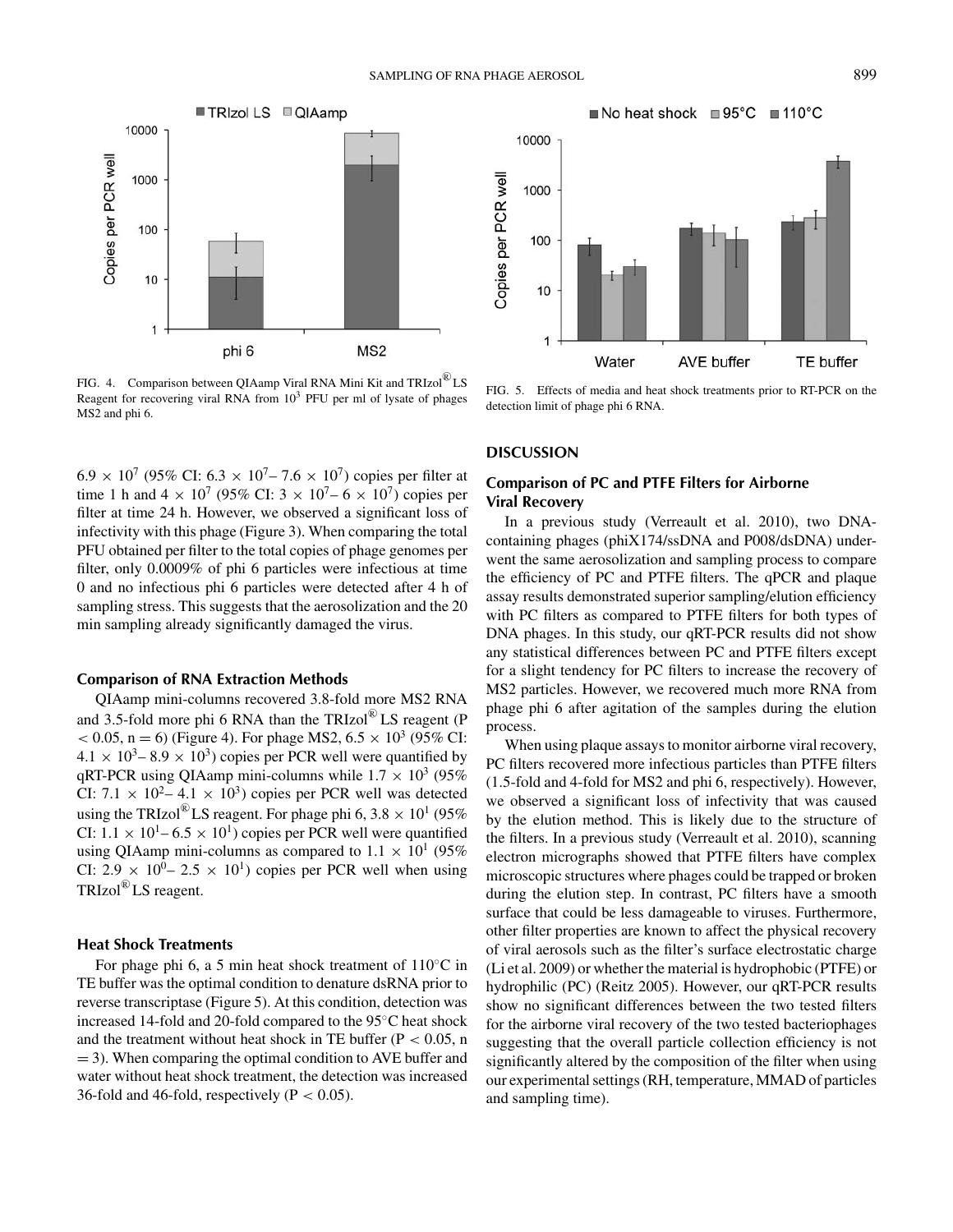FIG. 4. Comparison between QIAamp Viral RNA Mini Kit and TRIzol® LS Reagent for recovering viral RNA from $10^3$ PFU per ml of lysate of phages MS2 and phi 6.

FIG. 5. Effects of media and heat shock treatments prior to RT-PCR on the detection limit of phage phi 6 RNA.

$6.9 \times 10^7$ (95% CI: $6.3 \times 10^7$– $7.6 \times 10^7$) copies per filter at time 1 h and $4 \times 10^7$ (95% CI: $3 \times 10^7$– $6 \times 10^7$) copies per filter at time 24 h. However, we observed a significant loss of infectivity with this phage (Figure 3). When comparing the total PFU obtained per filter to the total copies of phage genomes per filter, only 0.0009% of phi 6 particles were infectious at time 0 and no infectious phi 6 particles were detected after 4 h of sampling stress. This suggests that the aerosolization and the 20 min sampling already significantly damaged the virus.

### Comparison of RNA Extraction Methods

QIAamp mini-columns recovered 3.8-fold more MS2 RNA and 3.5-fold more phi 6 RNA than the TRIzol® LS reagent ($P < 0.05$, $n = 6$) (Figure 4). For phage MS2, $6.5 \times 10^3$ (95% CI: $4.1 \times 10^3$– $8.9 \times 10^3$) copies per PCR well were quantified by qRT-PCR using QIAamp mini-columns while $1.7 \times 10^3$ (95% CI: $7.1 \times 10^2$– $4.1 \times 10^3$) copies per PCR well was detected using the TRIzol® LS reagent. For phage phi 6, $3.8 \times 10^1$ (95% CI: $1.1 \times 10^1$– $6.5 \times 10^1$) copies per PCR well were quantified using QIAamp mini-columns as compared to $1.1 \times 10^1$ (95% CI: $2.9 \times 10^0$– $2.5 \times 10^1$) copies per PCR well when using TRIzol® LS reagent.

### Heat Shock Treatments

For phage phi 6, a 5 min heat shock treatment of 110°C in TE buffer was the optimal condition to denature dsRNA prior to reverse transcriptase (Figure 5). At this condition, detection was increased 14-fold and 20-fold compared to the 95°C heat shock and the treatment without heat shock in TE buffer ($P < 0.05$, $n = 3$). When comparing the optimal condition to AVE buffer and water without heat shock treatment, the detection was increased 36-fold and 46-fold, respectively ($P < 0.05$).

## DISCUSSION

### Comparison of PC and PTFE Filters for Airborne Viral Recovery

In a previous study (Verreault et al. 2010), two DNA-containing phages (phiX174/ssDNA and P008/dsDNA) underwent the same aerosolization and sampling process to compare the efficiency of PC and PTFE filters. The qPCR and plaque assay results demonstrated superior sampling/elution efficiency with PC filters as compared to PTFE filters for both types of DNA phages. In this study, our qRT-PCR results did not show any statistical differences between PC and PTFE filters except for a slight tendency for PC filters to increase the recovery of MS2 particles. However, we recovered much more RNA from phage phi 6 after agitation of the samples during the elution process.

When using plaque assays to monitor airborne viral recovery, PC filters recovered more infectious particles than PTFE filters (1.5-fold and 4-fold for MS2 and phi 6, respectively). However, we observed a significant loss of infectivity that was caused by the elution method. This is likely due to the structure of the filters. In a previous study (Verreault et al. 2010), scanning electron micrographs showed that PTFE filters have complex microscopic structures where phages could be trapped or broken during the elution step. In contrast, PC filters have a smooth surface that could be less damageable to viruses. Furthermore, other filter properties are known to affect the physical recovery of viral aerosols such as the filter's surface electrostatic charge (Li et al. 2009) or whether the material is hydrophobic (PTFE) or hydrophilic (PC) (Reitz 2005). However, our qRT-PCR results show no significant differences between the two tested filters for the airborne viral recovery of the two tested bacteriophages suggesting that the overall particle collection efficiency is not significantly altered by the composition of the filter when using our experimental settings (RH, temperature, MMAD of particles and sampling time).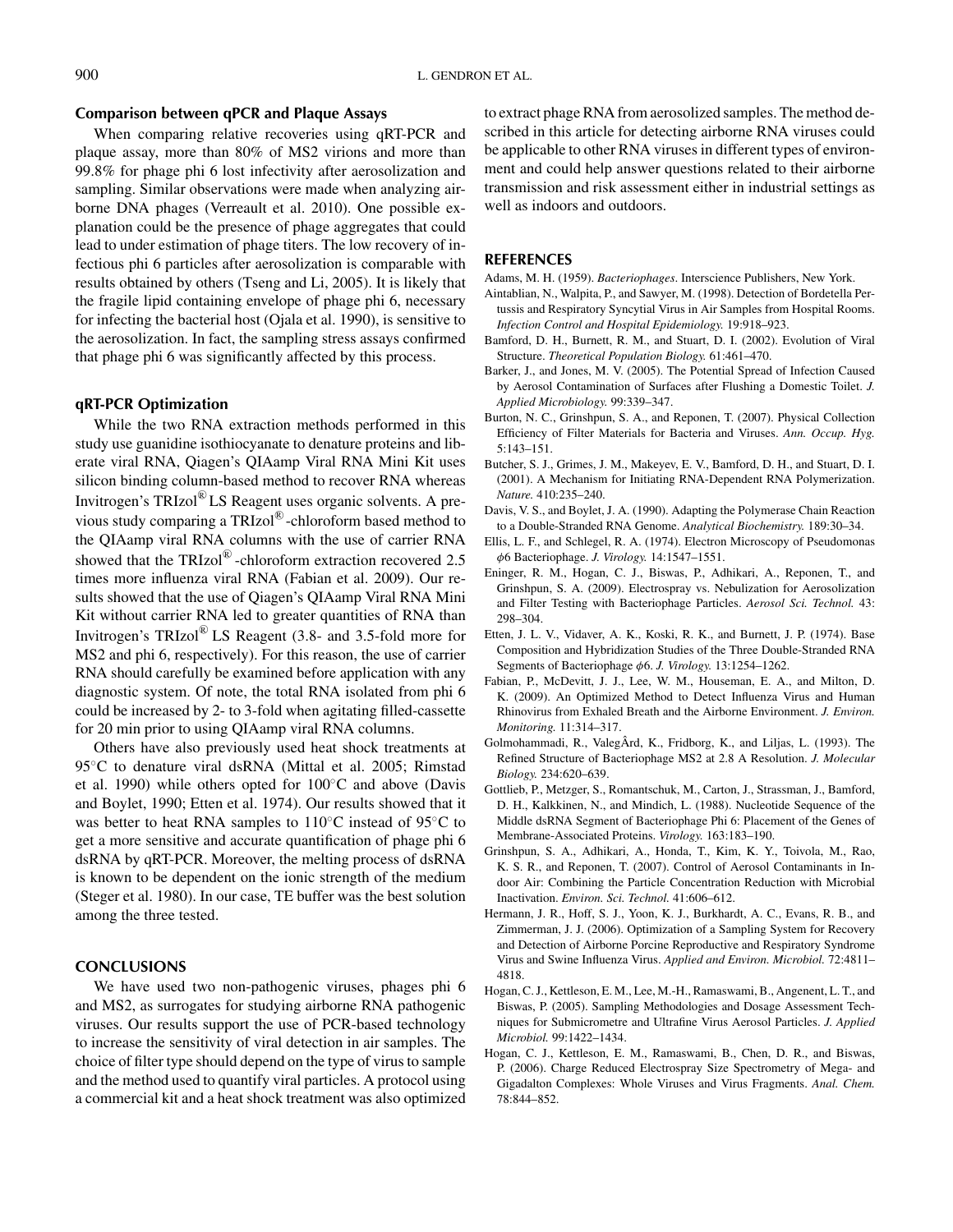### Comparison between qPCR and Plaque Assays

When comparing relative recoveries using qRT-PCR and plaque assay, more than 80% of MS2 virions and more than 99.8% for phage phi 6 lost infectivity after aerosolization and sampling. Similar observations were made when analyzing airborne DNA phages (Verreault et al. 2010). One possible explanation could be the presence of phage aggregates that could lead to under estimation of phage titers. The low recovery of infectious phi 6 particles after aerosolization is comparable with results obtained by others (Tseng and Li, 2005). It is likely that the fragile lipid containing envelope of phage phi 6, necessary for infecting the bacterial host (Ojala et al. 1990), is sensitive to the aerosolization. In fact, the sampling stress assays confirmed that phage phi 6 was significantly affected by this process.

### qRT-PCR Optimization

While the two RNA extraction methods performed in this study use guanidine isothiocyanate to denature proteins and liberate viral RNA, Qiagen's QIAamp Viral RNA Mini Kit uses silicon binding column-based method to recover RNA whereas Invitrogen's TRIzol® LS Reagent uses organic solvents. A previous study comparing a TRIzol®-chloroform based method to the QIAamp viral RNA columns with the use of carrier RNA showed that the TRIzol®-chloroform extraction recovered 2.5 times more influenza viral RNA (Fabian et al. 2009). Our results showed that the use of Qiagen's QIAamp Viral RNA Mini Kit without carrier RNA led to greater quantities of RNA than Invitrogen's TRIzol® LS Reagent (3.8- and 3.5-fold more for MS2 and phi 6, respectively). For this reason, the use of carrier RNA should carefully be examined before application with any diagnostic system. Of note, the total RNA isolated from phi 6 could be increased by 2- to 3-fold when agitating filled-cassette for 20 min prior to using QIAamp viral RNA columns.

Others have also previously used heat shock treatments at 95°C to denature viral dsRNA (Mittal et al. 2005; Rimstad et al. 1990) while others opted for 100°C and above (Davis and Boylet, 1990; Etten et al. 1974). Our results showed that it was better to heat RNA samples to 110°C instead of 95°C to get a more sensitive and accurate quantification of phage phi 6 dsRNA by qRT-PCR. Moreover, the melting process of dsRNA is known to be dependent on the ionic strength of the medium (Steger et al. 1980). In our case, TE buffer was the best solution among the three tested.

## CONCLUSIONS

We have used two non-pathogenic viruses, phages phi 6 and MS2, as surrogates for studying airborne RNA pathogenic viruses. Our results support the use of PCR-based technology to increase the sensitivity of viral detection in air samples. The choice of filter type should depend on the type of virus to sample and the method used to quantify viral particles. A protocol using a commercial kit and a heat shock treatment was also optimized to extract phage RNA from aerosolized samples. The method described in this article for detecting airborne RNA viruses could be applicable to other RNA viruses in different types of environment and could help answer questions related to their airborne transmission and risk assessment either in industrial settings as well as indoors and outdoors.

## REFERENCES

Adams, M. H. (1959). *Bacteriophages*. Interscience Publishers, New York.

Aintablian, N., Walpita, P., and Sawyer, M. (1998). Detection of Bordetella Pertussis and Respiratory Syncytial Virus in Air Samples from Hospital Rooms. *Infection Control and Hospital Epidemiology.* 19:918–923.

Bamford, D. H., Burnett, R. M., and Stuart, D. I. (2002). Evolution of Viral Structure. *Theoretical Population Biology.* 61:461–470.

Barker, J., and Jones, M. V. (2005). The Potential Spread of Infection Caused by Aerosol Contamination of Surfaces after Flushing a Domestic Toilet. *J. Applied Microbiology.* 99:339–347.

Burton, N. C., Grinshpun, S. A., and Reponen, T. (2007). Physical Collection Efficiency of Filter Materials for Bacteria and Viruses. *Ann. Occup. Hyg.* 5:143–151.

Butcher, S. J., Grimes, J. M., Makeyev, E. V., Bamford, D. H., and Stuart, D. I. (2001). A Mechanism for Initiating RNA-Dependent RNA Polymerization. *Nature.* 410:235–240.

Davis, V. S., and Boylet, J. A. (1990). Adapting the Polymerase Chain Reaction to a Double-Stranded RNA Genome. *Analytical Biochemistry.* 189:30–34.

Ellis, L. F., and Schlegel, R. A. (1974). Electron Microscopy of Pseudomonas $\phi$6 Bacteriophage. *J. Virology.* 14:1547–1551.

Eninger, R. M., Hogan, C. J., Biswas, P., Adhikari, A., Reponen, T., and Grinshpun, S. A. (2009). Electrospray vs. Nebulization for Aerosolization and Filter Testing with Bacteriophage Particles. *Aerosol Sci. Technol.* 43: 298–304.

Etten, J. L. V., Vidaver, A. K., Koski, R. K., and Burnett, J. P. (1974). Base Composition and Hybridization Studies of the Three Double-Stranded RNA Segments of Bacteriophage $\phi$6. *J. Virology.* 13:1254–1262.

Fabian, P., McDevitt, J. J., Lee, W. M., Houseman, E. A., and Milton, D. K. (2009). An Optimized Method to Detect Influenza Virus and Human Rhinovirus from Exhaled Breath and the Airborne Environment. *J. Environ. Monitoring.* 11:314–317.

Golmohammadi, R., ValegÂrd, K., Fridborg, K., and Liljas, L. (1993). The Refined Structure of Bacteriophage MS2 at 2.8 A Resolution. *J. Molecular Biology.* 234:620–639.

Gottlieb, P., Metzger, S., Romantschuk, M., Carton, J., Strassman, J., Bamford, D. H., Kalkkinen, N., and Mindich, L. (1988). Nucleotide Sequence of the Middle dsRNA Segment of Bacteriophage Phi 6: Placement of the Genes of Membrane-Associated Proteins. *Virology.* 163:183–190.

Grinshpun, S. A., Adhikari, A., Honda, T., Kim, K. Y., Toivola, M., Rao, K. S. R., and Reponen, T. (2007). Control of Aerosol Contaminants in Indoor Air: Combining the Particle Concentration Reduction with Microbial Inactivation. *Environ. Sci. Technol.* 41:606–612.

Hermann, J. R., Hoff, S. J., Yoon, K. J., Burkhardt, A. C., Evans, R. B., and Zimmerman, J. J. (2006). Optimization of a Sampling System for Recovery and Detection of Airborne Porcine Reproductive and Respiratory Syndrome Virus and Swine Influenza Virus. *Applied and Environ. Microbiol.* 72:4811–4818.

Hogan, C. J., Kettleson, E. M., Lee, M.-H., Ramaswami, B., Angenent, L. T., and Biswas, P. (2005). Sampling Methodologies and Dosage Assessment Techniques for Submicrometre and Ultrafine Virus Aerosol Particles. *J. Applied Microbiol.* 99:1422–1434.

Hogan, C. J., Kettleson, E. M., Ramaswami, B., Chen, D. R., and Biswas, P. (2006). Charge Reduced Electrospray Size Spectrometry of Mega- and Gigadalton Complexes: Whole Viruses and Virus Fragments. *Anal. Chem.* 78:844–852.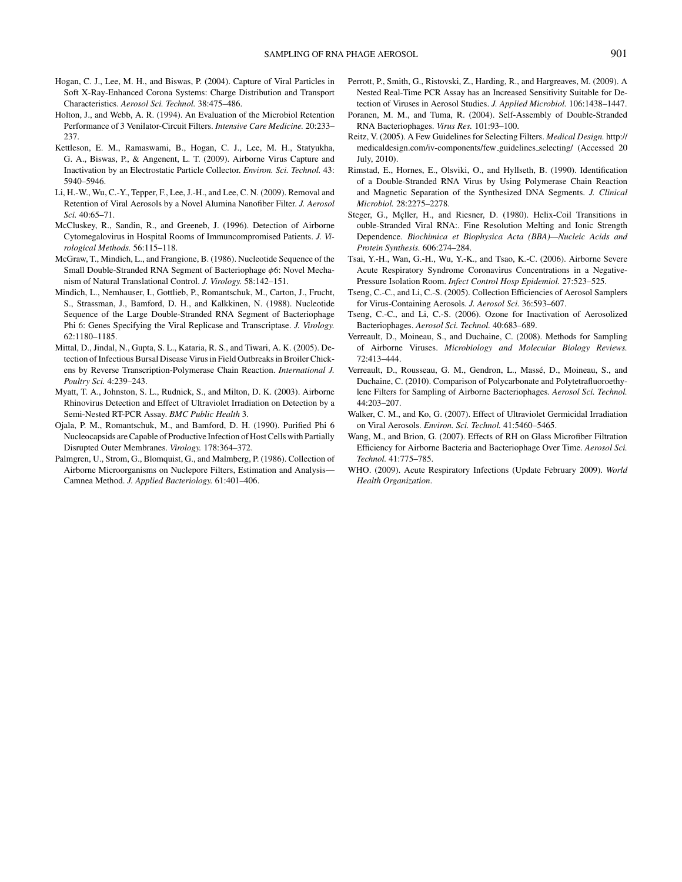Hogan, C. J., Lee, M. H., and Biswas, P. (2004). Capture of Viral Particles in Soft X-Ray-Enhanced Corona Systems: Charge Distribution and Transport Characteristics. *Aerosol Sci. Technol.* 38:475–486.

Holton, J., and Webb, A. R. (1994). An Evaluation of the Microbiol Retention Performance of 3 Venilator-Circuit Filters. *Intensive Care Medicine.* 20:233–237.

Kettleson, E. M., Ramaswami, B., Hogan, C. J., Lee, M. H., Statyukha, G. A., Biswas, P., & Angenent, L. T. (2009). Airborne Virus Capture and Inactivation by an Electrostatic Particle Collector. *Environ. Sci. Technol.* 43: 5940–5946.

Li, H.-W., Wu, C.-Y., Tepper, F., Lee, J.-H., and Lee, C. N. (2009). Removal and Retention of Viral Aerosols by a Novel Alumina Nanofiber Filter. *J. Aerosol Sci.* 40:65–71.

McCluskey, R., Sandin, R., and Greeneb, J. (1996). Detection of Airborne Cytomegalovirus in Hospital Rooms of Immuncompromised Patients. *J. Virological Methods.* 56:115–118.

McGraw, T., Mindich, L., and Frangione, B. (1986). Nucleotide Sequence of the Small Double-Stranded RNA Segment of Bacteriophage $\phi$6: Novel Mechanism of Natural Translational Control. *J. Virology.* 58:142–151.

Mindich, L., Nemhauser, I., Gottlieb, P., Romantschuk, M., Carton, J., Frucht, S., Strassman, J., Bamford, D. H., and Kalkkinen, N. (1988). Nucleotide Sequence of the Large Double-Stranded RNA Segment of Bacteriophage Phi 6: Genes Specifying the Viral Replicase and Transcriptase. *J. Virology.* 62:1180–1185.

Mittal, D., Jindal, N., Gupta, S. L., Kataria, R. S., and Tiwari, A. K. (2005). Detection of Infectious Bursal Disease Virus in Field Outbreaks in Broiler Chickens by Reverse Transcription-Polymerase Chain Reaction. *International J. Poultry Sci.* 4:239–243.

Myatt, T. A., Johnston, S. L., Rudnick, S., and Milton, D. K. (2003). Airborne Rhinovirus Detection and Effect of Ultraviolet Irradiation on Detection by a Semi-Nested RT-PCR Assay. *BMC Public Health* 3.

Ojala, P. M., Romantschuk, M., and Bamford, D. H. (1990). Purified Phi 6 Nucleocapsids are Capable of Productive Infection of Host Cells with Partially Disrupted Outer Membranes. *Virology.* 178:364–372.

Palmgren, U., Strom, G., Blomquist, G., and Malmberg, P. (1986). Collection of Airborne Microorganisms on Nuclepore Filters, Estimation and Analysis—Camnea Method. *J. Applied Bacteriology.* 61:401–406.

Perrott, P., Smith, G., Ristovski, Z., Harding, R., and Hargreaves, M. (2009). A Nested Real-Time PCR Assay has an Increased Sensitivity Suitable for Detection of Viruses in Aerosol Studies. *J. Applied Microbiol.* 106:1438–1447.

Poranen, M. M., and Tuma, R. (2004). Self-Assembly of Double-Stranded RNA Bacteriophages. *Virus Res.* 101:93–100.

Reitz, V. (2005). A Few Guidelines for Selecting Filters. *Medical Design.* http://medicaldesign.com/iv-components/few_guidelines_selecting/ (Accessed 20 July, 2010).

Rimstad, E., Hornes, E., Olsviki, O., and Hyllseth, B. (1990). Identification of a Double-Stranded RNA Virus by Using Polymerase Chain Reaction and Magnetic Separation of the Synthesized DNA Segments. *J. Clinical Microbiol.* 28:2275–2278.

Steger, G., Mçller, H., and Riesner, D. (1980). Helix-Coil Transitions in ouble-Stranded Viral RNA:. Fine Resolution Melting and Ionic Strength Dependence. *Biochimica et Biophysica Acta (BBA)—Nucleic Acids and Protein Synthesis.* 606:274–284.

Tsai, Y.-H., Wan, G.-H., Wu, Y.-K., and Tsao, K.-C. (2006). Airborne Severe Acute Respiratory Syndrome Coronavirus Concentrations in a Negative-Pressure Isolation Room. *Infect Control Hosp Epidemiol.* 27:523–525.

Tseng, C.-C., and Li, C.-S. (2005). Collection Efficiencies of Aerosol Samplers for Virus-Containing Aerosols. *J. Aerosol Sci.* 36:593–607.

Tseng, C.-C., and Li, C.-S. (2006). Ozone for Inactivation of Aerosolized Bacteriophages. *Aerosol Sci. Technol.* 40:683–689.

Verreault, D., Moineau, S., and Duchaine, C. (2008). Methods for Sampling of Airborne Viruses. *Microbiology and Molecular Biology Reviews.* 72:413–444.

Verreault, D., Rousseau, G. M., Gendron, L., Massé, D., Moineau, S., and Duchaine, C. (2010). Comparison of Polycarbonate and Polytetrafluoroethylene Filters for Sampling of Airborne Bacteriophages. *Aerosol Sci. Technol.* 44:203–207.

Walker, C. M., and Ko, G. (2007). Effect of Ultraviolet Germicidal Irradiation on Viral Aerosols. *Environ. Sci. Technol.* 41:5460–5465.

Wang, M., and Brion, G. (2007). Effects of RH on Glass Microfiber Filtration Efficiency for Airborne Bacteria and Bacteriophage Over Time. *Aerosol Sci. Technol.* 41:775–785.

WHO. (2009). Acute Respiratory Infections (Update February 2009). *World Health Organization*.